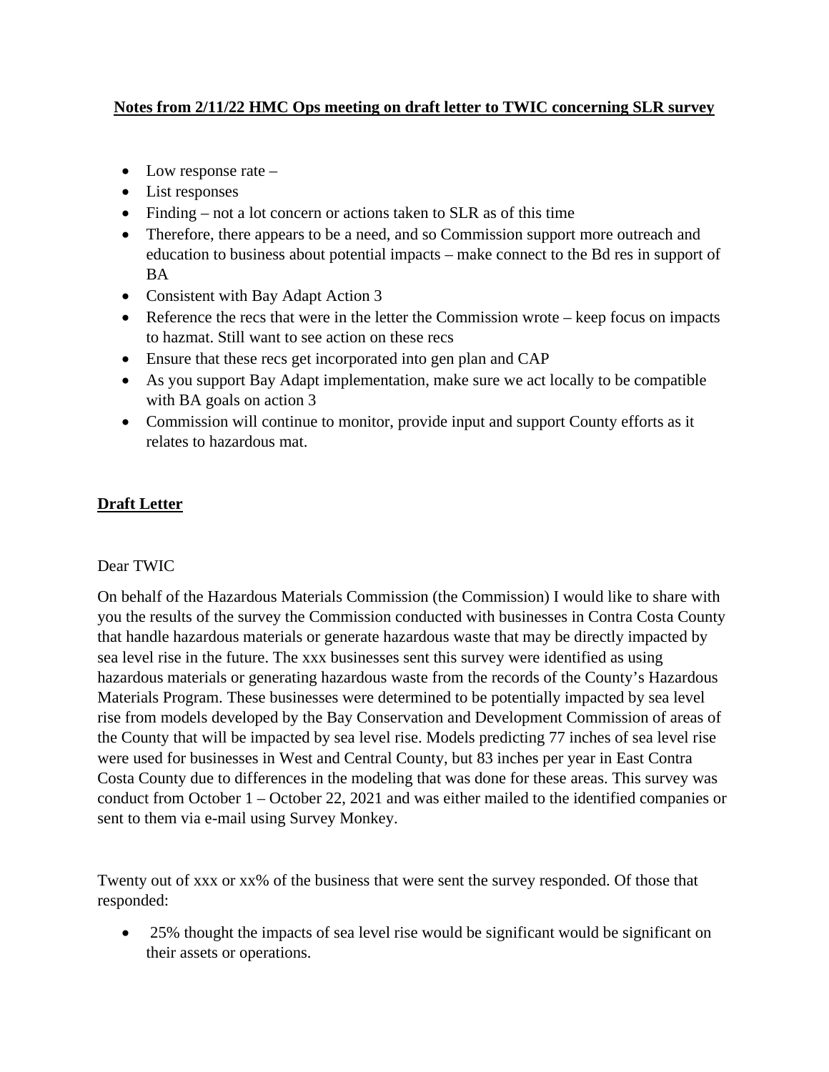**Notes from 2/11/22 HMC Ops meeting on draft letter to TWIC concerning SLR survey**

- Low response rate –
- List responses
- Finding – not a lot concern or actions taken to SLR as of this time
- Therefore, there appears to be a need, and so Commission support more outreach and education to business about potential impacts – make connect to the Bd res in support of BA
- Consistent with Bay Adapt Action 3
- Reference the recs that were in the letter the Commission wrote – keep focus on impacts to hazmat. Still want to see action on these recs
- Ensure that these recs get incorporated into gen plan and CAP
- As you support Bay Adapt implementation, make sure we act locally to be compatible with BA goals on action 3
- Commission will continue to monitor, provide input and support County efforts as it relates to hazardous mat.

**Draft Letter**

Dear TWIC

On behalf of the Hazardous Materials Commission (the Commission) I would like to share with you the results of the survey the Commission conducted with businesses in Contra Costa County that handle hazardous materials or generate hazardous waste that may be directly impacted by sea level rise in the future. The xxx businesses sent this survey were identified as using hazardous materials or generating hazardous waste from the records of the County's Hazardous Materials Program. These businesses were determined to be potentially impacted by sea level rise from models developed by the Bay Conservation and Development Commission of areas of the County that will be impacted by sea level rise. Models predicting 77 inches of sea level rise were used for businesses in West and Central County, but 83 inches per year in East Contra Costa County due to differences in the modeling that was done for these areas. This survey was conduct from October 1 – October 22, 2021 and was either mailed to the identified companies or sent to them via e-mail using Survey Monkey.

Twenty out of xxx or xx% of the business that were sent the survey responded. Of those that responded:

- 25% thought the impacts of sea level rise would be significant would be significant on their assets or operations.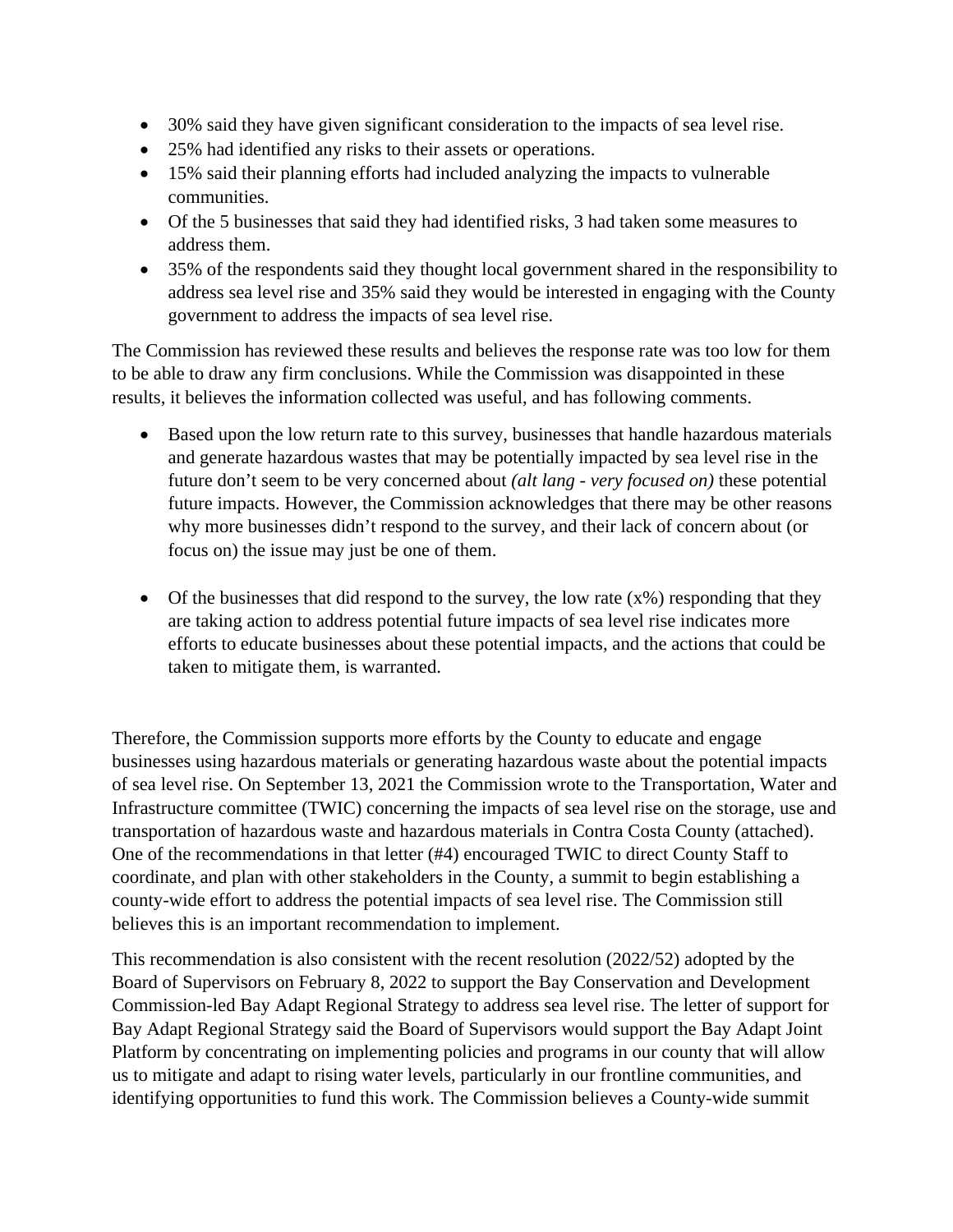- 30% said they have given significant consideration to the impacts of sea level rise.
- 25% had identified any risks to their assets or operations.
- 15% said their planning efforts had included analyzing the impacts to vulnerable communities.
- Of the 5 businesses that said they had identified risks, 3 had taken some measures to address them.
- 35% of the respondents said they thought local government shared in the responsibility to address sea level rise and 35% said they would be interested in engaging with the County government to address the impacts of sea level rise.

The Commission has reviewed these results and believes the response rate was too low for them to be able to draw any firm conclusions. While the Commission was disappointed in these results, it believes the information collected was useful, and has following comments.

- Based upon the low return rate to this survey, businesses that handle hazardous materials and generate hazardous wastes that may be potentially impacted by sea level rise in the future don't seem to be very concerned about *(alt lang - very focused on)* these potential future impacts. However, the Commission acknowledges that there may be other reasons why more businesses didn't respond to the survey, and their lack of concern about (or focus on) the issue may just be one of them.

- Of the businesses that did respond to the survey, the low rate (x%) responding that they are taking action to address potential future impacts of sea level rise indicates more efforts to educate businesses about these potential impacts, and the actions that could be taken to mitigate them, is warranted.

Therefore, the Commission supports more efforts by the County to educate and engage businesses using hazardous materials or generating hazardous waste about the potential impacts of sea level rise. On September 13, 2021 the Commission wrote to the Transportation, Water and Infrastructure committee (TWIC) concerning the impacts of sea level rise on the storage, use and transportation of hazardous waste and hazardous materials in Contra Costa County (attached). One of the recommendations in that letter (#4) encouraged TWIC to direct County Staff to coordinate, and plan with other stakeholders in the County, a summit to begin establishing a county-wide effort to address the potential impacts of sea level rise. The Commission still believes this is an important recommendation to implement.

This recommendation is also consistent with the recent resolution (2022/52) adopted by the Board of Supervisors on February 8, 2022 to support the Bay Conservation and Development Commission-led Bay Adapt Regional Strategy to address sea level rise. The letter of support for Bay Adapt Regional Strategy said the Board of Supervisors would support the Bay Adapt Joint Platform by concentrating on implementing policies and programs in our county that will allow us to mitigate and adapt to rising water levels, particularly in our frontline communities, and identifying opportunities to fund this work. The Commission believes a County-wide summit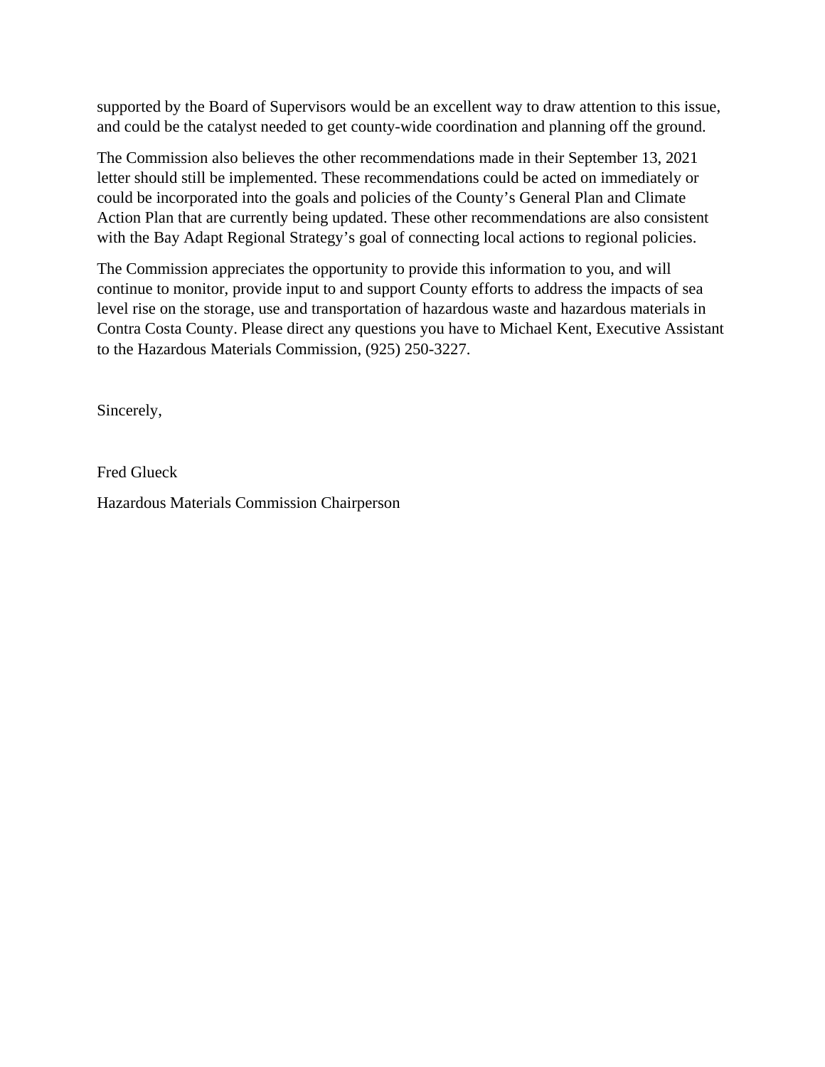supported by the Board of Supervisors would be an excellent way to draw attention to this issue, and could be the catalyst needed to get county-wide coordination and planning off the ground.

The Commission also believes the other recommendations made in their September 13, 2021 letter should still be implemented. These recommendations could be acted on immediately or could be incorporated into the goals and policies of the County's General Plan and Climate Action Plan that are currently being updated. These other recommendations are also consistent with the Bay Adapt Regional Strategy's goal of connecting local actions to regional policies.

The Commission appreciates the opportunity to provide this information to you, and will continue to monitor, provide input to and support County efforts to address the impacts of sea level rise on the storage, use and transportation of hazardous waste and hazardous materials in Contra Costa County. Please direct any questions you have to Michael Kent, Executive Assistant to the Hazardous Materials Commission, (925) 250-3227.

Sincerely,

Fred Glueck

Hazardous Materials Commission Chairperson